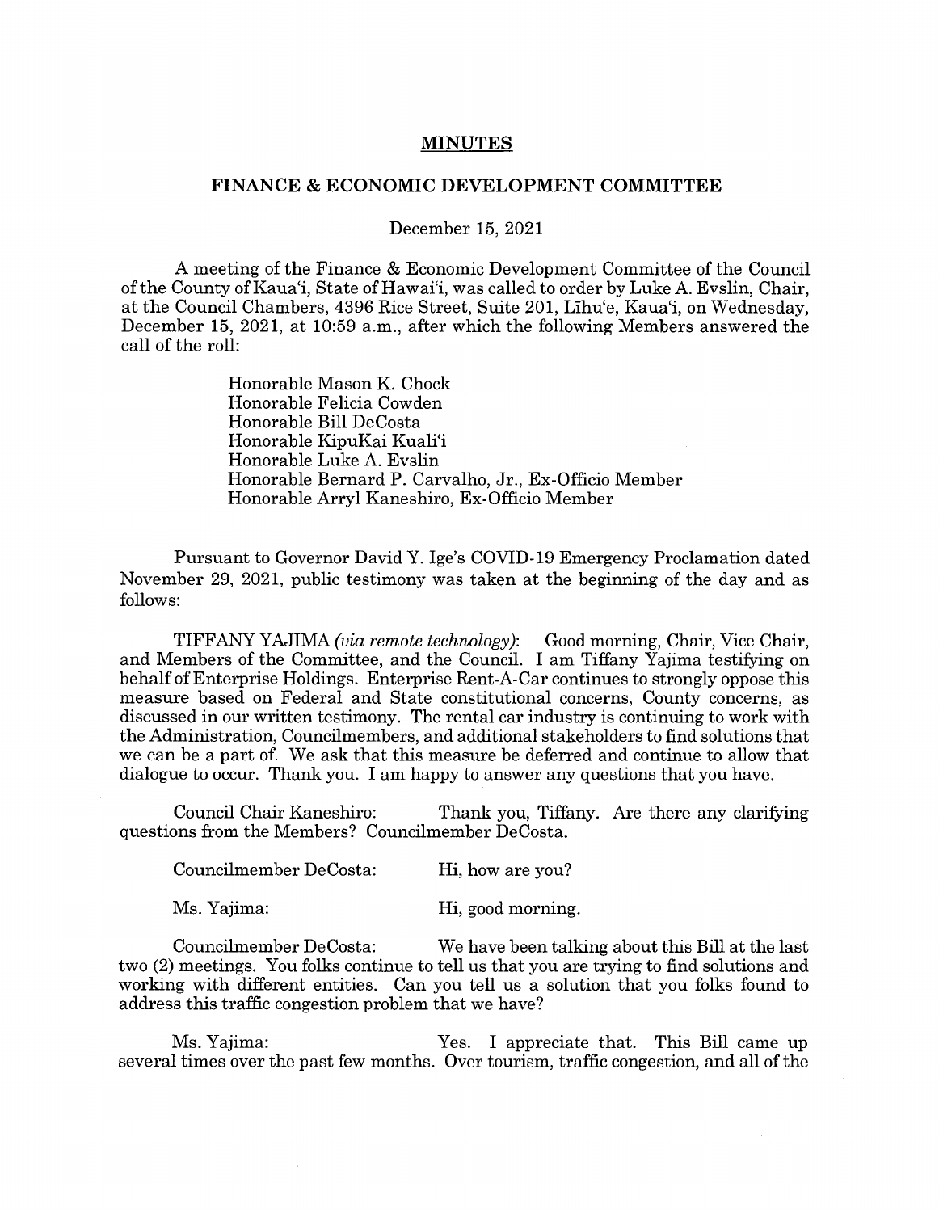# MINUTES

## FINANCE & ECONOMIC DEVELOPMENT COMMITTEE

December 15, 2021

A meeting of the Finance & Economic Development Committee of the Council of the County of Kaua'i, State of Hawai'i, was called to order by Luke A. Evslin, Chair, at the Council Chambers, 4396 Rice Street, Suite 201, Līhu'e, Kaua'i, on Wednesday, December 15, 2021, at 10:59 a.m., after which the following Members answered the call of the roll:

Honorable Mason K. Chock
Honorable Felicia Cowden
Honorable Bill DeCosta
Honorable KipuKai Kuali'i
Honorable Luke A. Evslin
Honorable Bernard P. Carvalho, Jr., Ex-Officio Member
Honorable Arryl Kaneshiro, Ex-Officio Member

Pursuant to Governor David Y. Ige's COVID-19 Emergency Proclamation dated November 29, 2021, public testimony was taken at the beginning of the day and as follows:

TIFFANY YAJIMA *(via remote technology)*: Good morning, Chair, Vice Chair, and Members of the Committee, and the Council. I am Tiffany Yajima testifying on behalf of Enterprise Holdings. Enterprise Rent-A-Car continues to strongly oppose this measure based on Federal and State constitutional concerns, County concerns, as discussed in our written testimony. The rental car industry is continuing to work with the Administration, Councilmembers, and additional stakeholders to find solutions that we can be a part of. We ask that this measure be deferred and continue to allow that dialogue to occur. Thank you. I am happy to answer any questions that you have.

Council Chair Kaneshiro: Thank you, Tiffany. Are there any clarifying questions from the Members? Councilmember DeCosta.

Councilmember DeCosta: Hi, how are you?

Ms. Yajima: Hi, good morning.

Councilmember DeCosta: We have been talking about this Bill at the last two (2) meetings. You folks continue to tell us that you are trying to find solutions and working with different entities. Can you tell us a solution that you folks found to address this traffic congestion problem that we have?

Ms. Yajima: Yes. I appreciate that. This Bill came up several times over the past few months. Over tourism, traffic congestion, and all of the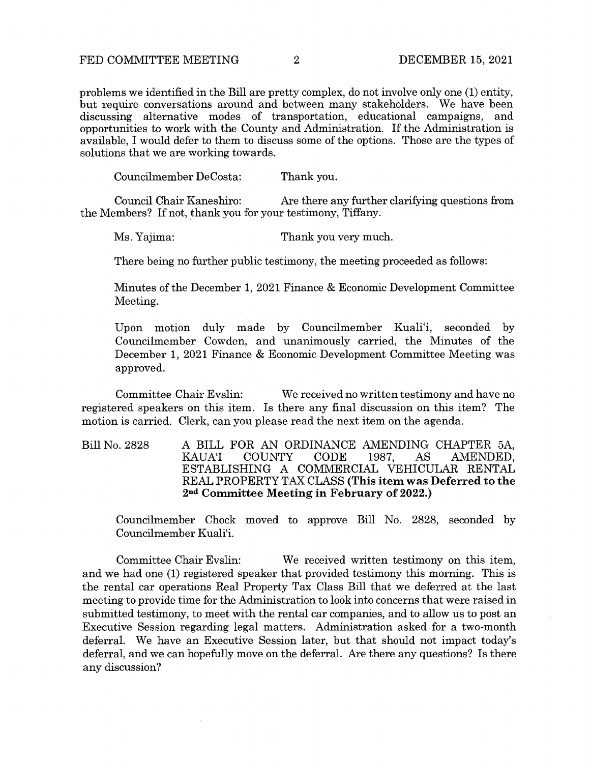problems we identified in the Bill are pretty complex, do not involve only one (1) entity, but require conversations around and between many stakeholders. We have been discussing alternative modes of transportation, educational campaigns, and opportunities to work with the County and Administration. If the Administration is available, I would defer to them to discuss some of the options. Those are the types of solutions that we are working towards.

Councilmember DeCosta: Thank you.

Council Chair Kaneshiro: Are there any further clarifying questions from the Members? If not, thank you for your testimony, Tiffany.

Ms. Yajima: Thank you very much.

There being no further public testimony, the meeting proceeded as follows:

> Minutes of the December 1, 2021 Finance & Economic Development Committee Meeting.
>
> Upon motion duly made by Councilmember Kuali'i, seconded by Councilmember Cowden, and unanimously carried, the Minutes of the December 1, 2021 Finance & Economic Development Committee Meeting was approved.

Committee Chair Evslin: We received no written testimony and have no registered speakers on this item. Is there any final discussion on this item? The motion is carried. Clerk, can you please read the next item on the agenda.

Bill No. 2828 A BILL FOR AN ORDINANCE AMENDING CHAPTER 5A, KAUA'I COUNTY CODE 1987, AS AMENDED, ESTABLISHING A COMMERCIAL VEHICULAR RENTAL REAL PROPERTY TAX CLASS **(This item was Deferred to the 2nd Committee Meeting in February of 2022.)**

> Councilmember Chock moved to approve Bill No. 2828, seconded by Councilmember Kuali'i.

Committee Chair Evslin: We received written testimony on this item, and we had one (1) registered speaker that provided testimony this morning. This is the rental car operations Real Property Tax Class Bill that we deferred at the last meeting to provide time for the Administration to look into concerns that were raised in submitted testimony, to meet with the rental car companies, and to allow us to post an Executive Session regarding legal matters. Administration asked for a two-month deferral. We have an Executive Session later, but that should not impact today's deferral, and we can hopefully move on the deferral. Are there any questions? Is there any discussion?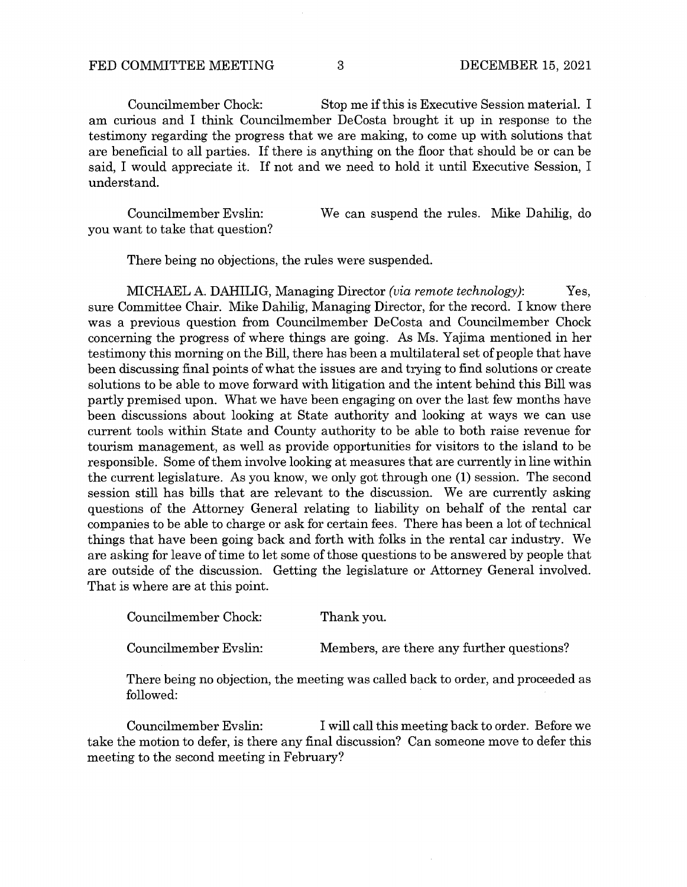Councilmember Chock: Stop me if this is Executive Session material. I am curious and I think Councilmember DeCosta brought it up in response to the testimony regarding the progress that we are making, to come up with solutions that are beneficial to all parties. If there is anything on the floor that should be or can be said, I would appreciate it. If not and we need to hold it until Executive Session, I understand.

Councilmember Evslin: We can suspend the rules. Mike Dahilig, do you want to take that question?

There being no objections, the rules were suspended.

MICHAEL A. DAHILIG, Managing Director *(via remote technology)*: Yes, sure Committee Chair. Mike Dahilig, Managing Director, for the record. I know there was a previous question from Councilmember DeCosta and Councilmember Chock concerning the progress of where things are going. As Ms. Yajima mentioned in her testimony this morning on the Bill, there has been a multilateral set of people that have been discussing final points of what the issues are and trying to find solutions or create solutions to be able to move forward with litigation and the intent behind this Bill was partly premised upon. What we have been engaging on over the last few months have been discussions about looking at State authority and looking at ways we can use current tools within State and County authority to be able to both raise revenue for tourism management, as well as provide opportunities for visitors to the island to be responsible. Some of them involve looking at measures that are currently in line within the current legislature. As you know, we only got through one (1) session. The second session still has bills that are relevant to the discussion. We are currently asking questions of the Attorney General relating to liability on behalf of the rental car companies to be able to charge or ask for certain fees. There has been a lot of technical things that have been going back and forth with folks in the rental car industry. We are asking for leave of time to let some of those questions to be answered by people that are outside of the discussion. Getting the legislature or Attorney General involved. That is where are at this point.

Councilmember Chock: Thank you.

Councilmember Evslin: Members, are there any further questions?

There being no objection, the meeting was called back to order, and proceeded as followed:

Councilmember Evslin: I will call this meeting back to order. Before we take the motion to defer, is there any final discussion? Can someone move to defer this meeting to the second meeting in February?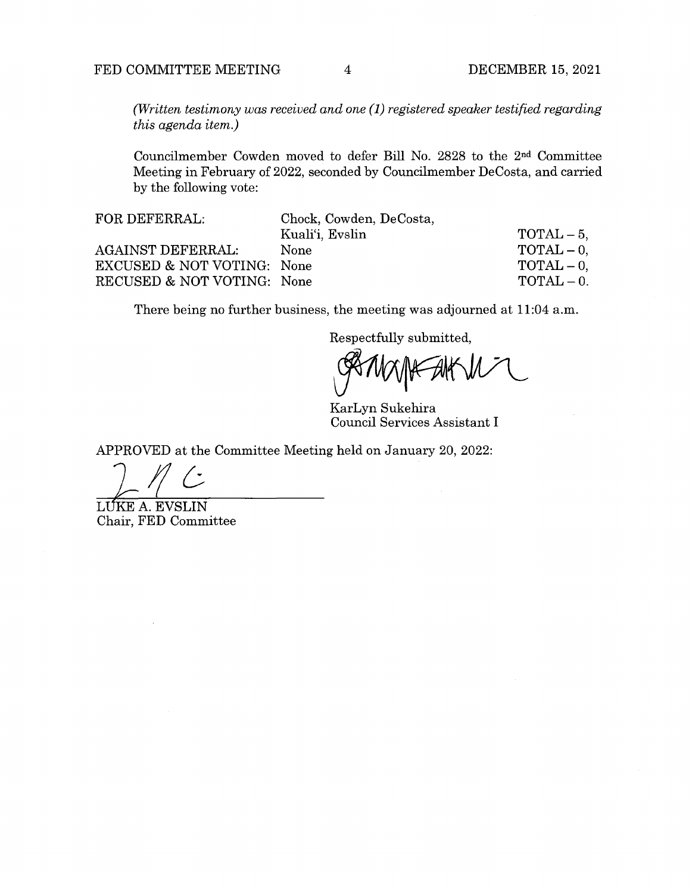*(Written testimony was received and one (1) registered speaker testified regarding this agenda item.)*

Councilmember Cowden moved to defer Bill No. 2828 to the 2nd Committee Meeting in February of 2022, seconded by Councilmember DeCosta, and carried by the following vote:

| | | |
|---|---|---|
| FOR DEFERRAL: | Chock, Cowden, DeCosta, Kuali'i, Evslin | TOTAL – 5, |
| AGAINST DEFERRAL: | None | TOTAL – 0, |
| EXCUSED & NOT VOTING: | None | TOTAL – 0, |
| RECUSED & NOT VOTING: | None | TOTAL – 0. |

There being no further business, the meeting was adjourned at 11:04 a.m.

Respectfully submitted,

KarLyn Sukehira
Council Services Assistant I

APPROVED at the Committee Meeting held on January 20, 2022:

LUKE A. EVSLIN
Chair, FED Committee